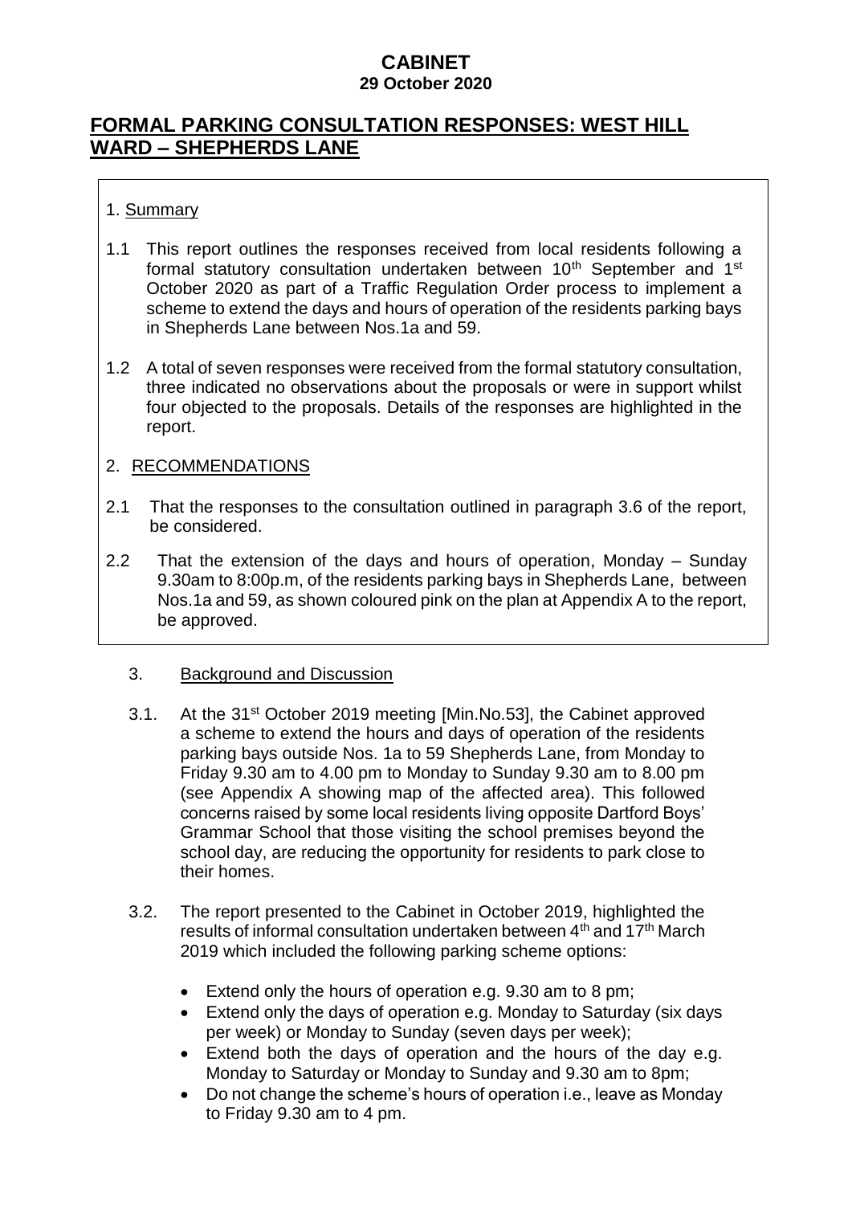# CABINET

**29 October 2020**

## FORMAL PARKING CONSULTATION RESPONSES: WEST HILL WARD – SHEPHERDS LANE

1. Summary

1.1 This report outlines the responses received from local residents following a formal statutory consultation undertaken between 10th September and 1st October 2020 as part of a Traffic Regulation Order process to implement a scheme to extend the days and hours of operation of the residents parking bays in Shepherds Lane between Nos.1a and 59.

1.2 A total of seven responses were received from the formal statutory consultation, three indicated no observations about the proposals or were in support whilst four objected to the proposals. Details of the responses are highlighted in the report.

2. RECOMMENDATIONS

2.1 That the responses to the consultation outlined in paragraph 3.6 of the report, be considered.

2.2 That the extension of the days and hours of operation, Monday – Sunday 9.30am to 8:00p.m, of the residents parking bays in Shepherds Lane, between Nos.1a and 59, as shown coloured pink on the plan at Appendix A to the report, be approved.

3. Background and Discussion

3.1. At the 31st October 2019 meeting [Min.No.53], the Cabinet approved a scheme to extend the hours and days of operation of the residents parking bays outside Nos. 1a to 59 Shepherds Lane, from Monday to Friday 9.30 am to 4.00 pm to Monday to Sunday 9.30 am to 8.00 pm (see Appendix A showing map of the affected area). This followed concerns raised by some local residents living opposite Dartford Boys' Grammar School that those visiting the school premises beyond the school day, are reducing the opportunity for residents to park close to their homes.

3.2. The report presented to the Cabinet in October 2019, highlighted the results of informal consultation undertaken between 4th and 17th March 2019 which included the following parking scheme options:

- Extend only the hours of operation e.g. 9.30 am to 8 pm;
- Extend only the days of operation e.g. Monday to Saturday (six days per week) or Monday to Sunday (seven days per week);
- Extend both the days of operation and the hours of the day e.g. Monday to Saturday or Monday to Sunday and 9.30 am to 8pm;
- Do not change the scheme's hours of operation i.e., leave as Monday to Friday 9.30 am to 4 pm.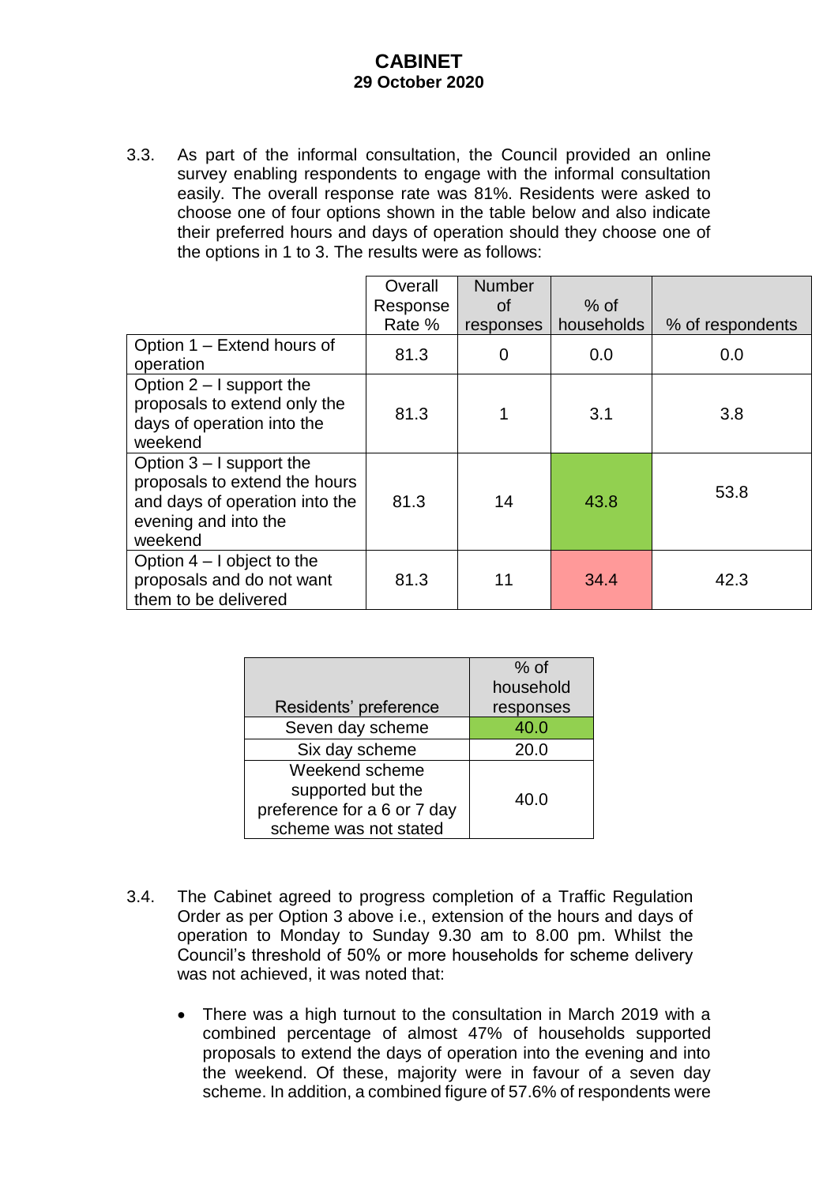3.3. As part of the informal consultation, the Council provided an online survey enabling respondents to engage with the informal consultation easily. The overall response rate was 81%. Residents were asked to choose one of four options shown in the table below and also indicate their preferred hours and days of operation should they choose one of the options in 1 to 3. The results were as follows:

| | Overall Response Rate % | Number of responses | % of households | % of respondents |
|---|---|---|---|---|
| Option 1 – Extend hours of operation | 81.3 | 0 | 0.0 | 0.0 |
| Option 2 – I support the proposals to extend only the days of operation into the weekend | 81.3 | 1 | 3.1 | 3.8 |
| Option 3 – I support the proposals to extend the hours and days of operation into the evening and into the weekend | 81.3 | 14 | 43.8 | 53.8 |
| Option 4 – I object to the proposals and do not want them to be delivered | 81.3 | 11 | 34.4 | 42.3 |

| Residents' preference | % of household responses |
|---|---|
| Seven day scheme | 40.0 |
| Six day scheme | 20.0 |
| Weekend scheme supported but the preference for a 6 or 7 day scheme was not stated | 40.0 |

3.4. The Cabinet agreed to progress completion of a Traffic Regulation Order as per Option 3 above i.e., extension of the hours and days of operation to Monday to Sunday 9.30 am to 8.00 pm. Whilst the Council's threshold of 50% or more households for scheme delivery was not achieved, it was noted that:

- There was a high turnout to the consultation in March 2019 with a combined percentage of almost 47% of households supported proposals to extend the days of operation into the evening and into the weekend. Of these, majority were in favour of a seven day scheme. In addition, a combined figure of 57.6% of respondents were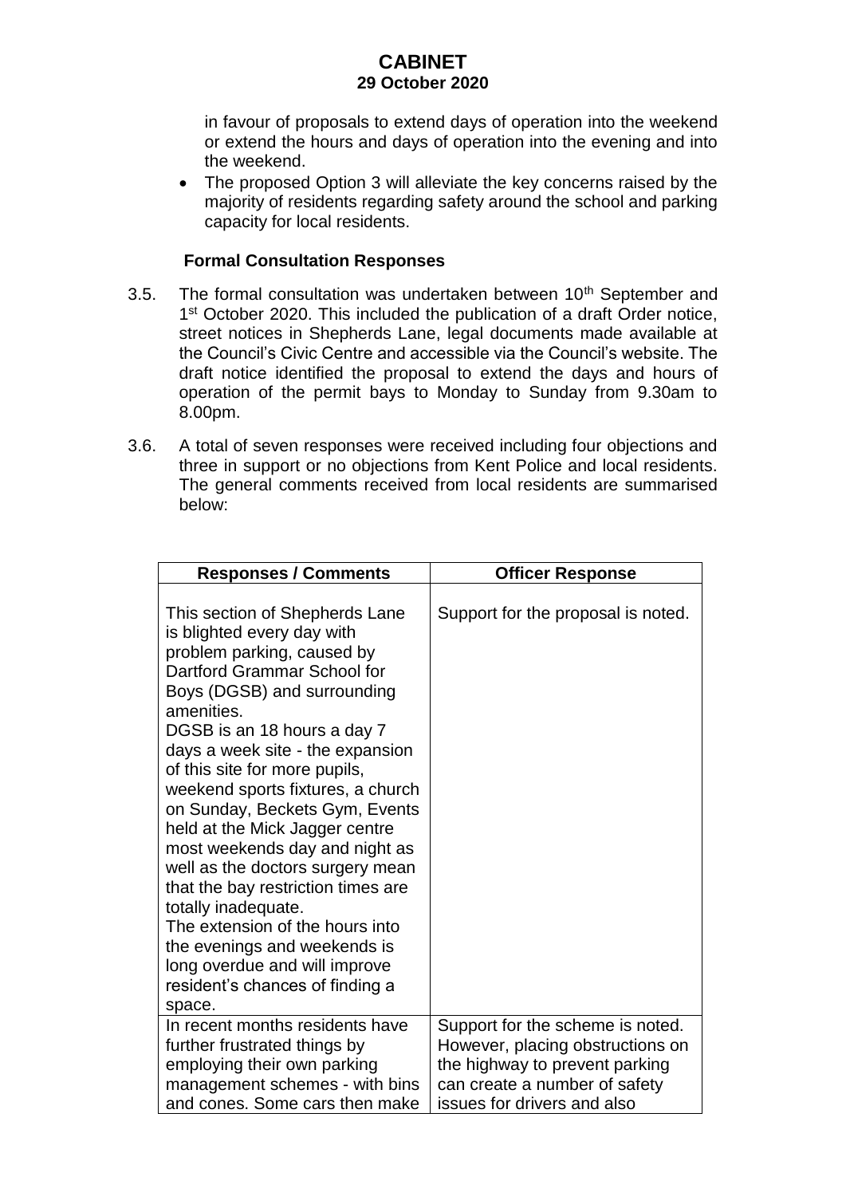in favour of proposals to extend days of operation into the weekend or extend the hours and days of operation into the evening and into the weekend.

- The proposed Option 3 will alleviate the key concerns raised by the majority of residents regarding safety around the school and parking capacity for local residents.

**Formal Consultation Responses**

3.5. The formal consultation was undertaken between 10th September and 1st October 2020. This included the publication of a draft Order notice, street notices in Shepherds Lane, legal documents made available at the Council's Civic Centre and accessible via the Council's website. The draft notice identified the proposal to extend the days and hours of operation of the permit bays to Monday to Sunday from 9.30am to 8.00pm.

3.6. A total of seven responses were received including four objections and three in support or no objections from Kent Police and local residents. The general comments received from local residents are summarised below:

| Responses / Comments | Officer Response |
|---|---|
| This section of Shepherds Lane is blighted every day with problem parking, caused by Dartford Grammar School for Boys (DGSB) and surrounding amenities.<br>DGSB is an 18 hours a day 7 days a week site - the expansion of this site for more pupils, weekend sports fixtures, a church on Sunday, Beckets Gym, Events held at the Mick Jagger centre most weekends day and night as well as the doctors surgery mean that the bay restriction times are totally inadequate.<br>The extension of the hours into the evenings and weekends is long overdue and will improve resident's chances of finding a space. | Support for the proposal is noted. |
| In recent months residents have further frustrated things by employing their own parking management schemes - with bins and cones. Some cars then make | Support for the scheme is noted. However, placing obstructions on the highway to prevent parking can create a number of safety issues for drivers and also |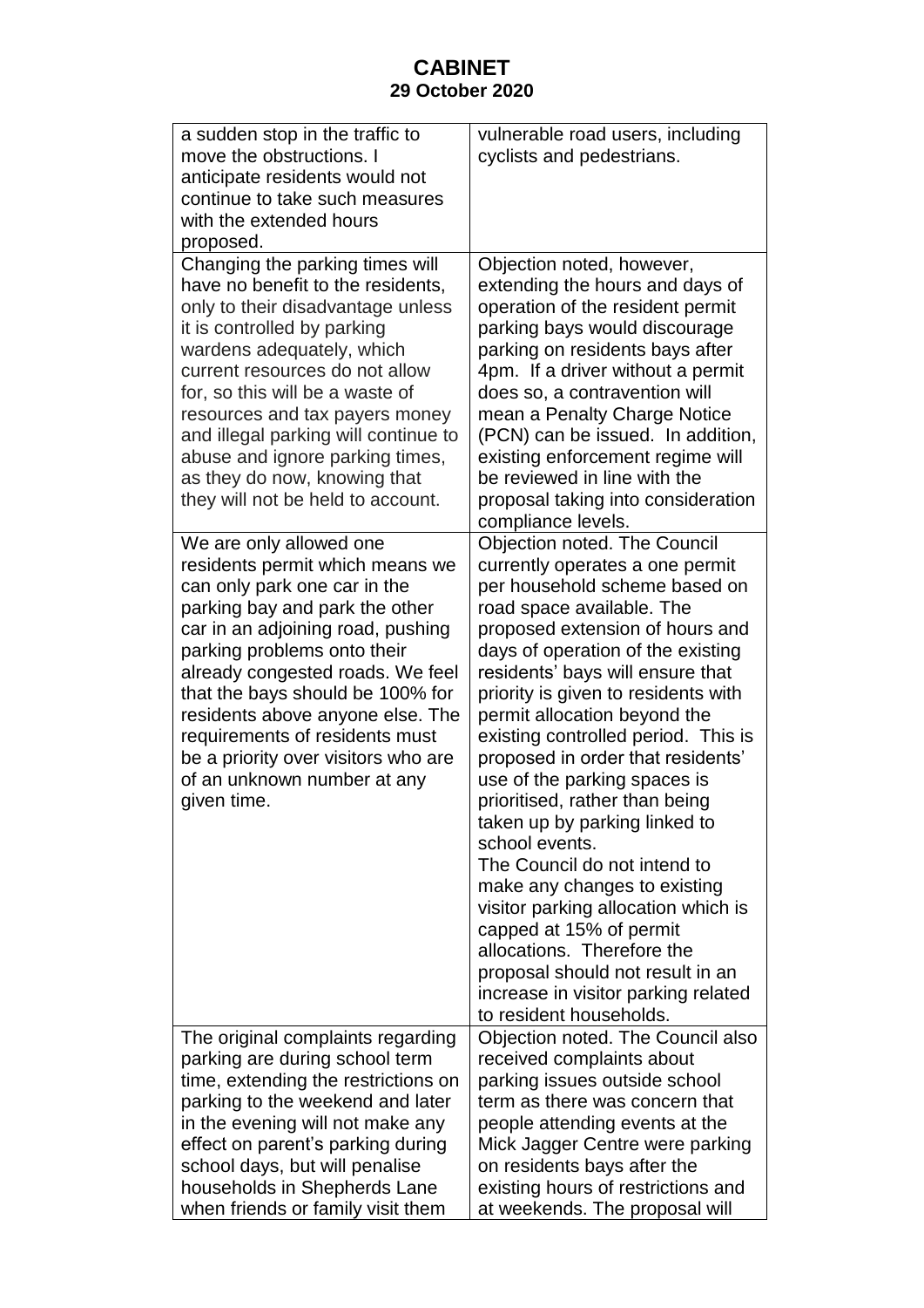| | |
|---|---|
| a sudden stop in the traffic to move the obstructions. I anticipate residents would not continue to take such measures with the extended hours proposed. | vulnerable road users, including cyclists and pedestrians. |
| Changing the parking times will have no benefit to the residents, only to their disadvantage unless it is controlled by parking wardens adequately, which current resources do not allow for, so this will be a waste of resources and tax payers money and illegal parking will continue to abuse and ignore parking times, as they do now, knowing that they will not be held to account. | Objection noted, however, extending the hours and days of operation of the resident permit parking bays would discourage parking on residents bays after 4pm. If a driver without a permit does so, a contravention will mean a Penalty Charge Notice (PCN) can be issued. In addition, existing enforcement regime will be reviewed in line with the proposal taking into consideration compliance levels. |
| We are only allowed one residents permit which means we can only park one car in the parking bay and park the other car in an adjoining road, pushing parking problems onto their already congested roads. We feel that the bays should be 100% for residents above anyone else. The requirements of residents must be a priority over visitors who are of an unknown number at any given time. | Objection noted. The Council currently operates a one permit per household scheme based on road space available. The proposed extension of hours and days of operation of the existing residents' bays will ensure that priority is given to residents with permit allocation beyond the existing controlled period. This is proposed in order that residents' use of the parking spaces is prioritised, rather than being taken up by parking linked to school events. The Council do not intend to make any changes to existing visitor parking allocation which is capped at 15% of permit allocations. Therefore the proposal should not result in an increase in visitor parking related to resident households. |
| The original complaints regarding parking are during school term time, extending the restrictions on parking to the weekend and later in the evening will not make any effect on parent's parking during school days, but will penalise households in Shepherds Lane when friends or family visit them | Objection noted. The Council also received complaints about parking issues outside school term as there was concern that people attending events at the Mick Jagger Centre were parking on residents bays after the existing hours of restrictions and at weekends. The proposal will |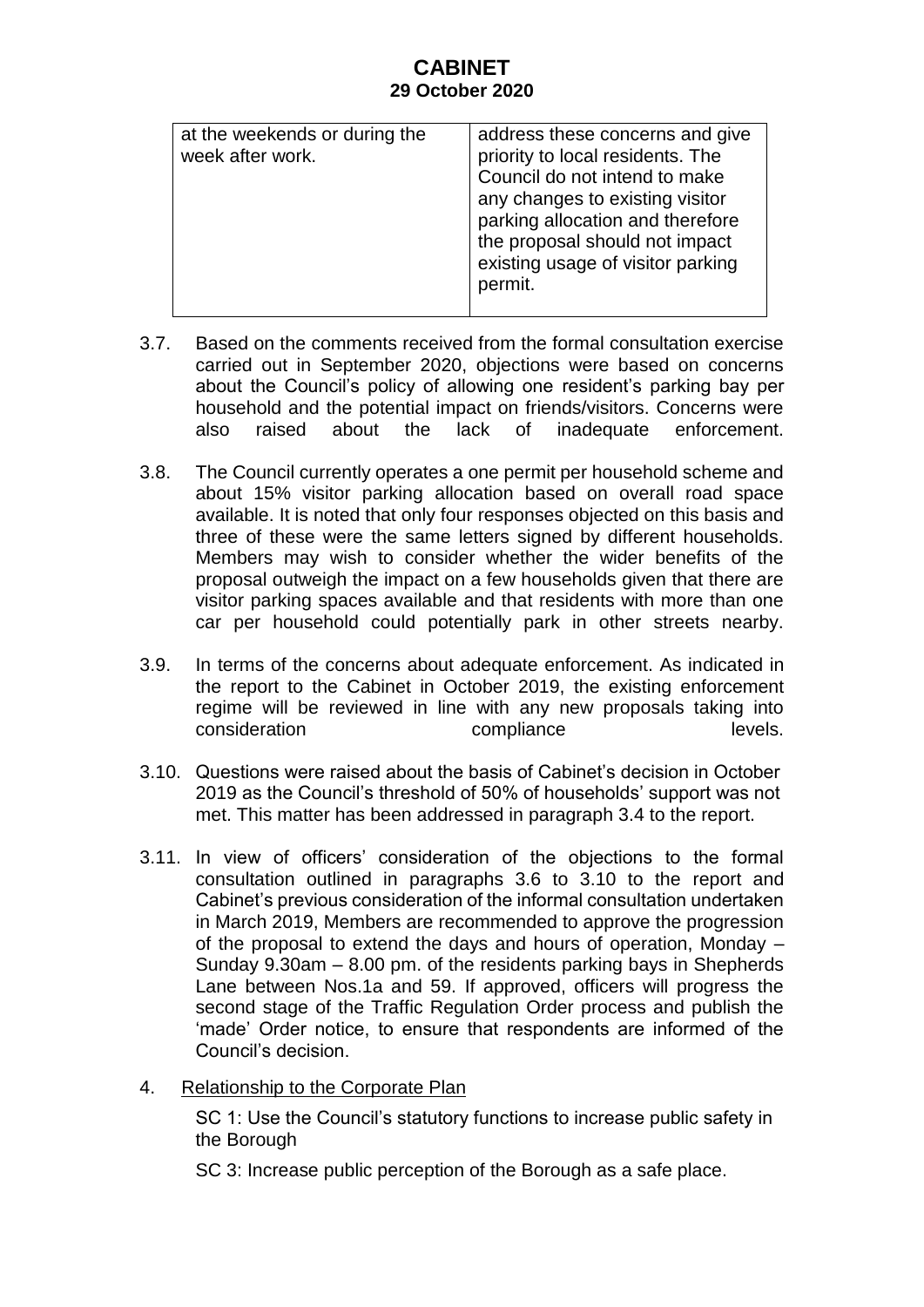| | |
|---|---|
| at the weekends or during the week after work. | address these concerns and give priority to local residents. The Council do not intend to make any changes to existing visitor parking allocation and therefore the proposal should not impact existing usage of visitor parking permit. |

3.7. Based on the comments received from the formal consultation exercise carried out in September 2020, objections were based on concerns about the Council's policy of allowing one resident's parking bay per household and the potential impact on friends/visitors. Concerns were also raised about the lack of inadequate enforcement.

3.8. The Council currently operates a one permit per household scheme and about 15% visitor parking allocation based on overall road space available. It is noted that only four responses objected on this basis and three of these were the same letters signed by different households. Members may wish to consider whether the wider benefits of the proposal outweigh the impact on a few households given that there are visitor parking spaces available and that residents with more than one car per household could potentially park in other streets nearby.

3.9. In terms of the concerns about adequate enforcement. As indicated in the report to the Cabinet in October 2019, the existing enforcement regime will be reviewed in line with any new proposals taking into consideration compliance levels.

3.10. Questions were raised about the basis of Cabinet's decision in October 2019 as the Council's threshold of 50% of households' support was not met. This matter has been addressed in paragraph 3.4 to the report.

3.11. In view of officers' consideration of the objections to the formal consultation outlined in paragraphs 3.6 to 3.10 to the report and Cabinet's previous consideration of the informal consultation undertaken in March 2019, Members are recommended to approve the progression of the proposal to extend the days and hours of operation, Monday – Sunday 9.30am – 8.00 pm. of the residents parking bays in Shepherds Lane between Nos.1a and 59. If approved, officers will progress the second stage of the Traffic Regulation Order process and publish the 'made' Order notice, to ensure that respondents are informed of the Council's decision.

4. Relationship to the Corporate Plan

SC 1: Use the Council's statutory functions to increase public safety in the Borough

SC 3: Increase public perception of the Borough as a safe place.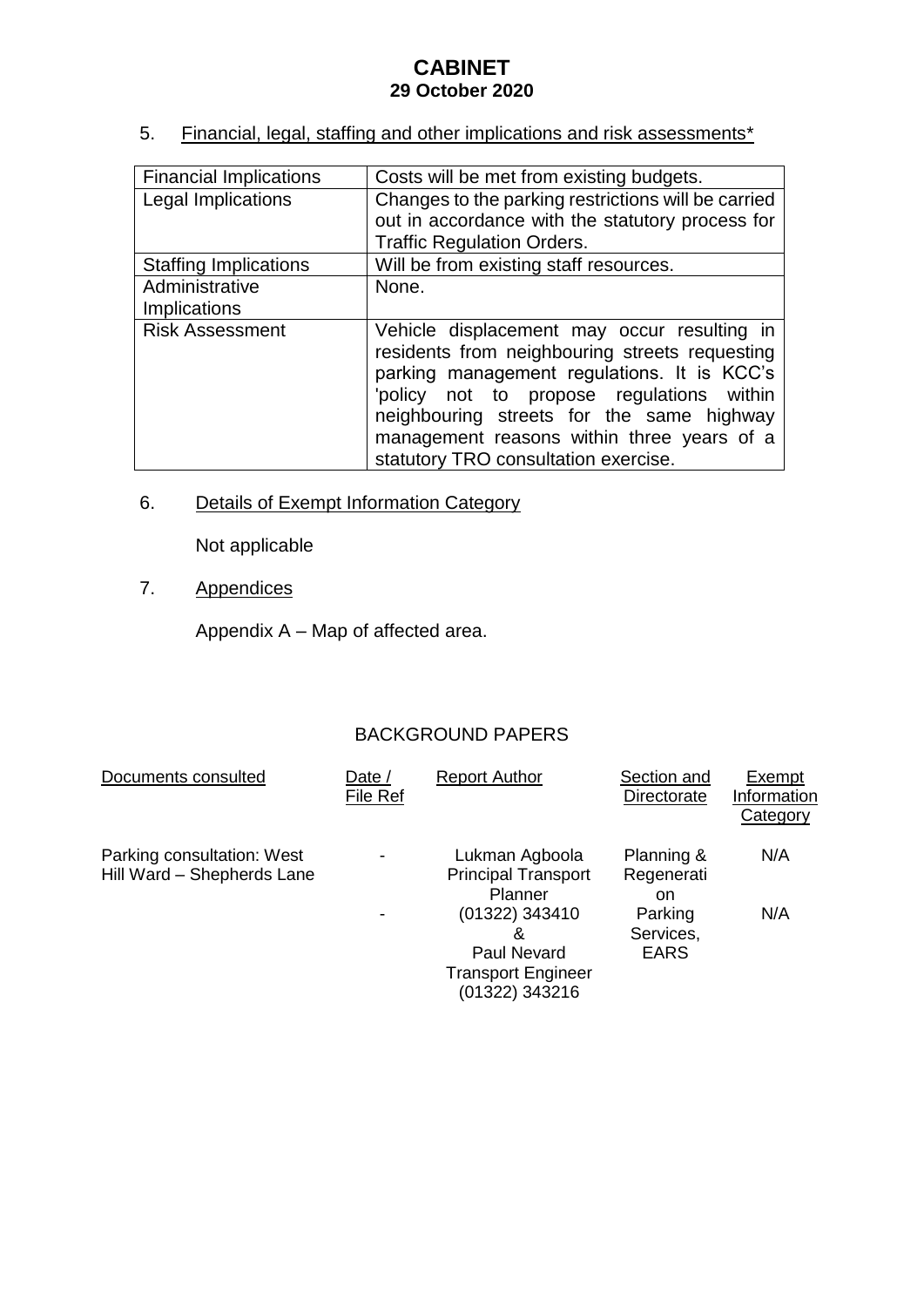# CABINET
## 29 October 2020

5. Financial, legal, staffing and other implications and risk assessments*

| | |
|---|---|
| Financial Implications | Costs will be met from existing budgets. |
| Legal Implications | Changes to the parking restrictions will be carried out in accordance with the statutory process for Traffic Regulation Orders. |
| Staffing Implications | Will be from existing staff resources. |
| Administrative Implications | None. |
| Risk Assessment | Vehicle displacement may occur resulting in residents from neighbouring streets requesting parking management regulations. It is KCC's 'policy not to propose regulations within neighbouring streets for the same highway management reasons within three years of a statutory TRO consultation exercise. |

6. Details of Exempt Information Category

Not applicable

7. Appendices

Appendix A – Map of affected area.

BACKGROUND PAPERS

| Documents consulted | Date / File Ref | Report Author | Section and Directorate | Exempt Information Category |
|---|---|---|---|---|
| Parking consultation: West Hill Ward – Shepherds Lane | - | Lukman Agboola Principal Transport Planner | Planning & Regeneration | N/A |
| | - | (01322) 343410 & Paul Nevard Transport Engineer (01322) 343216 | Parking Services, EARS | N/A |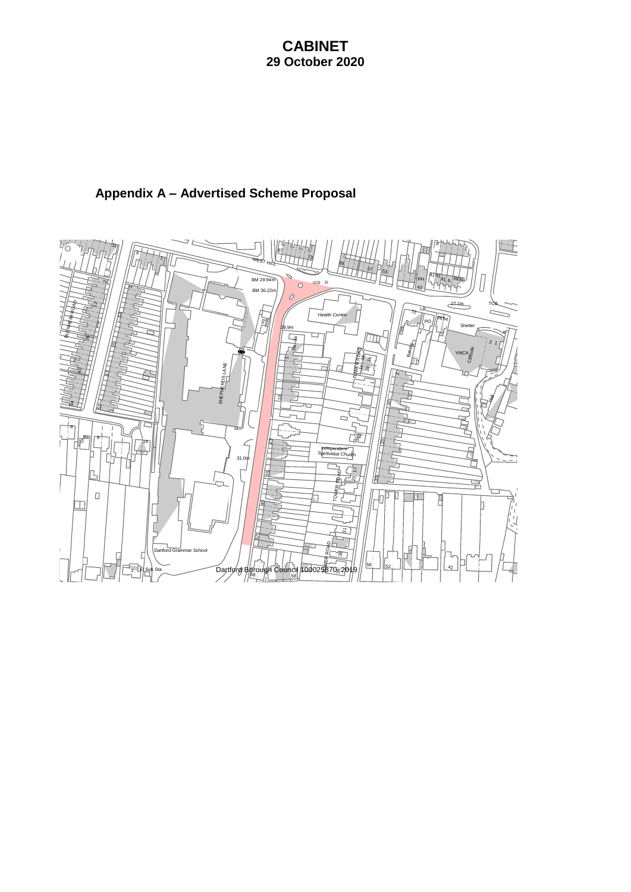**CABINET**
**29 October 2020**

## Appendix A – Advertised Scheme Proposal

WEST HILL

BM 29.94m

BM 30.22m

Health Centre

29.9m

SHEPHERDS LANE

TOWER ROAD

Independent Spiritualist Church

31.0m

Dartford Grammar School

El Sub Sta

YMCA

Shelter

PO

PH

LB

TCB

27.1m

Bakery

Dartford Borough Council 100025870 2019